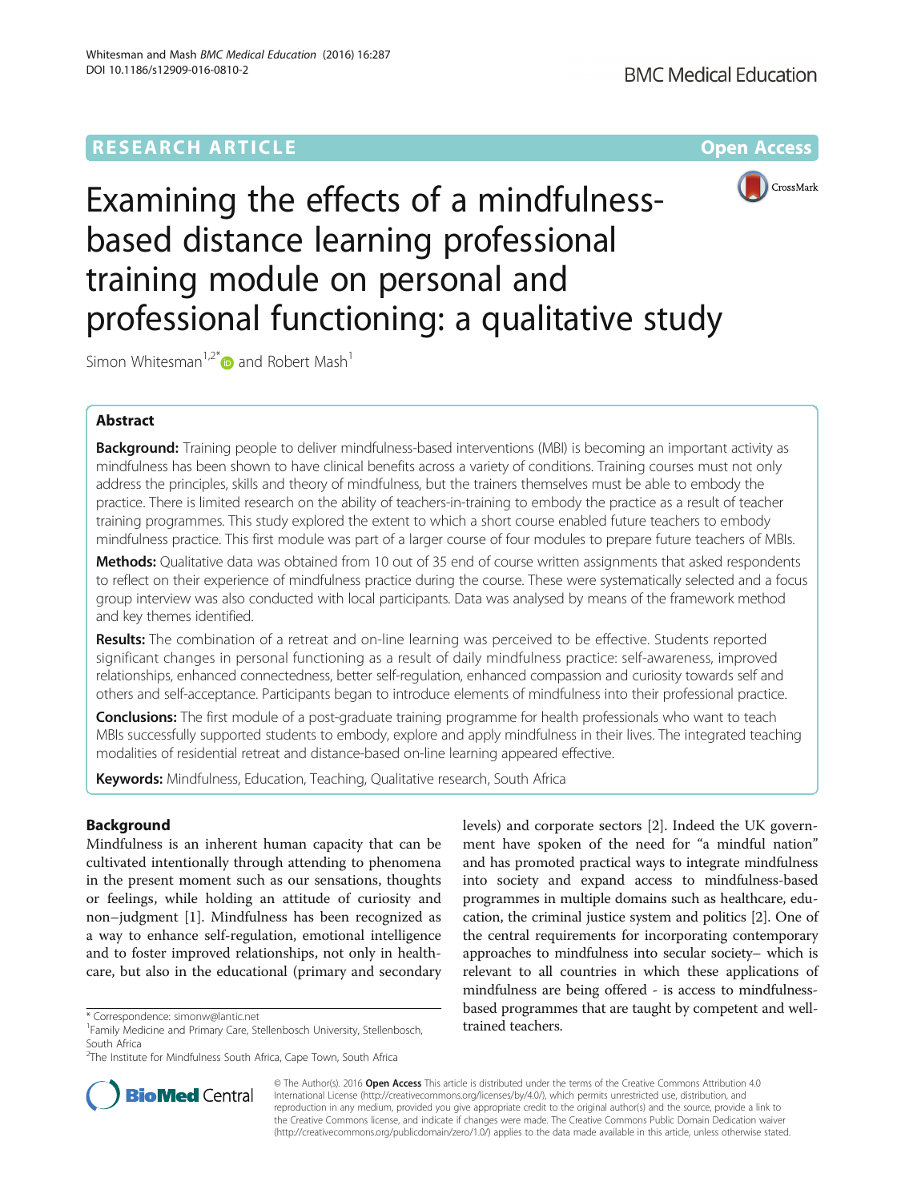RESEARCH ARTICLE

Open Access

# Examining the effects of a mindfulness-based distance learning professional training module on personal and professional functioning: a qualitative study

Simon Whitesman[1,2*] and Robert Mash[1]

## Abstract

**Background:** Training people to deliver mindfulness-based interventions (MBI) is becoming an important activity as mindfulness has been shown to have clinical benefits across a variety of conditions. Training courses must not only address the principles, skills and theory of mindfulness, but the trainers themselves must be able to embody the practice. There is limited research on the ability of teachers-in-training to embody the practice as a result of teacher training programmes. This study explored the extent to which a short course enabled future teachers to embody mindfulness practice. This first module was part of a larger course of four modules to prepare future teachers of MBIs.

**Methods:** Qualitative data was obtained from 10 out of 35 end of course written assignments that asked respondents to reflect on their experience of mindfulness practice during the course. These were systematically selected and a focus group interview was also conducted with local participants. Data was analysed by means of the framework method and key themes identified.

**Results:** The combination of a retreat and on-line learning was perceived to be effective. Students reported significant changes in personal functioning as a result of daily mindfulness practice: self-awareness, improved relationships, enhanced connectedness, better self-regulation, enhanced compassion and curiosity towards self and others and self-acceptance. Participants began to introduce elements of mindfulness into their professional practice.

**Conclusions:** The first module of a post-graduate training programme for health professionals who want to teach MBIs successfully supported students to embody, explore and apply mindfulness in their lives. The integrated teaching modalities of residential retreat and distance-based on-line learning appeared effective.

**Keywords:** Mindfulness, Education, Teaching, Qualitative research, South Africa

## Background

Mindfulness is an inherent human capacity that can be cultivated intentionally through attending to phenomena in the present moment such as our sensations, thoughts or feelings, while holding an attitude of curiosity and non–judgment [1]. Mindfulness has been recognized as a way to enhance self-regulation, emotional intelligence and to foster improved relationships, not only in healthcare, but also in the educational (primary and secondary levels) and corporate sectors [2]. Indeed the UK government have spoken of the need for "a mindful nation" and has promoted practical ways to integrate mindfulness into society and expand access to mindfulness-based programmes in multiple domains such as healthcare, education, the criminal justice system and politics [2]. One of the central requirements for incorporating contemporary approaches to mindfulness into secular society– which is relevant to all countries in which these applications of mindfulness are being offered - is access to mindfulness-based programmes that are taught by competent and well-trained teachers.

\* Correspondence: simonw@lantic.net
[1]Family Medicine and Primary Care, Stellenbosch University, Stellenbosch, South Africa
[2]The Institute for Mindfulness South Africa, Cape Town, South Africa

© The Author(s). 2016 **Open Access** This article is distributed under the terms of the Creative Commons Attribution 4.0 International License (http://creativecommons.org/licenses/by/4.0/), which permits unrestricted use, distribution, and reproduction in any medium, provided you give appropriate credit to the original author(s) and the source, provide a link to the Creative Commons license, and indicate if changes were made. The Creative Commons Public Domain Dedication waiver (http://creativecommons.org/publicdomain/zero/1.0/) applies to the data made available in this article, unless otherwise stated.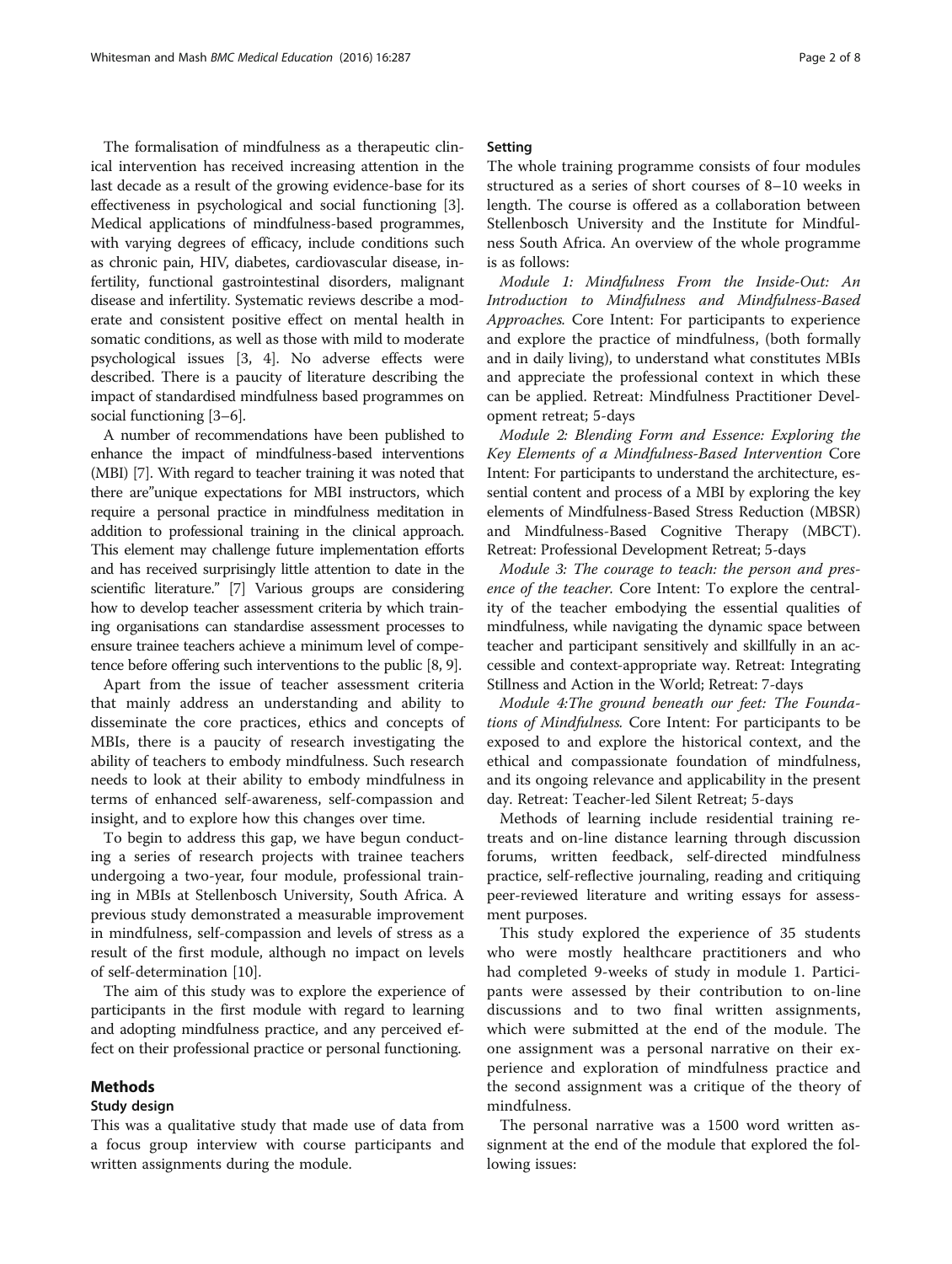The formalisation of mindfulness as a therapeutic clinical intervention has received increasing attention in the last decade as a result of the growing evidence-base for its effectiveness in psychological and social functioning [3]. Medical applications of mindfulness-based programmes, with varying degrees of efficacy, include conditions such as chronic pain, HIV, diabetes, cardiovascular disease, infertility, functional gastrointestinal disorders, malignant disease and infertility. Systematic reviews describe a moderate and consistent positive effect on mental health in somatic conditions, as well as those with mild to moderate psychological issues [3, 4]. No adverse effects were described. There is a paucity of literature describing the impact of standardised mindfulness based programmes on social functioning [3–6].

A number of recommendations have been published to enhance the impact of mindfulness-based interventions (MBI) [7]. With regard to teacher training it was noted that there are"unique expectations for MBI instructors, which require a personal practice in mindfulness meditation in addition to professional training in the clinical approach. This element may challenge future implementation efforts and has received surprisingly little attention to date in the scientific literature." [7] Various groups are considering how to develop teacher assessment criteria by which training organisations can standardise assessment processes to ensure trainee teachers achieve a minimum level of competence before offering such interventions to the public [8, 9].

Apart from the issue of teacher assessment criteria that mainly address an understanding and ability to disseminate the core practices, ethics and concepts of MBIs, there is a paucity of research investigating the ability of teachers to embody mindfulness. Such research needs to look at their ability to embody mindfulness in terms of enhanced self-awareness, self-compassion and insight, and to explore how this changes over time.

To begin to address this gap, we have begun conducting a series of research projects with trainee teachers undergoing a two-year, four module, professional training in MBIs at Stellenbosch University, South Africa. A previous study demonstrated a measurable improvement in mindfulness, self-compassion and levels of stress as a result of the first module, although no impact on levels of self-determination [10].

The aim of this study was to explore the experience of participants in the first module with regard to learning and adopting mindfulness practice, and any perceived effect on their professional practice or personal functioning.

## Methods

### Study design

This was a qualitative study that made use of data from a focus group interview with course participants and written assignments during the module.

### Setting

The whole training programme consists of four modules structured as a series of short courses of 8–10 weeks in length. The course is offered as a collaboration between Stellenbosch University and the Institute for Mindfulness South Africa. An overview of the whole programme is as follows:

*Module 1: Mindfulness From the Inside-Out: An Introduction to Mindfulness and Mindfulness-Based Approaches.* Core Intent: For participants to experience and explore the practice of mindfulness, (both formally and in daily living), to understand what constitutes MBIs and appreciate the professional context in which these can be applied. Retreat: Mindfulness Practitioner Development retreat; 5-days

*Module 2: Blending Form and Essence: Exploring the Key Elements of a Mindfulness-Based Intervention* Core Intent: For participants to understand the architecture, essential content and process of a MBI by exploring the key elements of Mindfulness-Based Stress Reduction (MBSR) and Mindfulness-Based Cognitive Therapy (MBCT). Retreat: Professional Development Retreat; 5-days

*Module 3: The courage to teach: the person and presence of the teacher.* Core Intent: To explore the centrality of the teacher embodying the essential qualities of mindfulness, while navigating the dynamic space between teacher and participant sensitively and skillfully in an accessible and context-appropriate way. Retreat: Integrating Stillness and Action in the World; Retreat: 7-days

*Module 4:The ground beneath our feet: The Foundations of Mindfulness.* Core Intent: For participants to be exposed to and explore the historical context, and the ethical and compassionate foundation of mindfulness, and its ongoing relevance and applicability in the present day. Retreat: Teacher-led Silent Retreat; 5-days

Methods of learning include residential training retreats and on-line distance learning through discussion forums, written feedback, self-directed mindfulness practice, self-reflective journaling, reading and critiquing peer-reviewed literature and writing essays for assessment purposes.

This study explored the experience of 35 students who were mostly healthcare practitioners and who had completed 9-weeks of study in module 1. Participants were assessed by their contribution to on-line discussions and to two final written assignments, which were submitted at the end of the module. The one assignment was a personal narrative on their experience and exploration of mindfulness practice and the second assignment was a critique of the theory of mindfulness.

The personal narrative was a 1500 word written assignment at the end of the module that explored the following issues: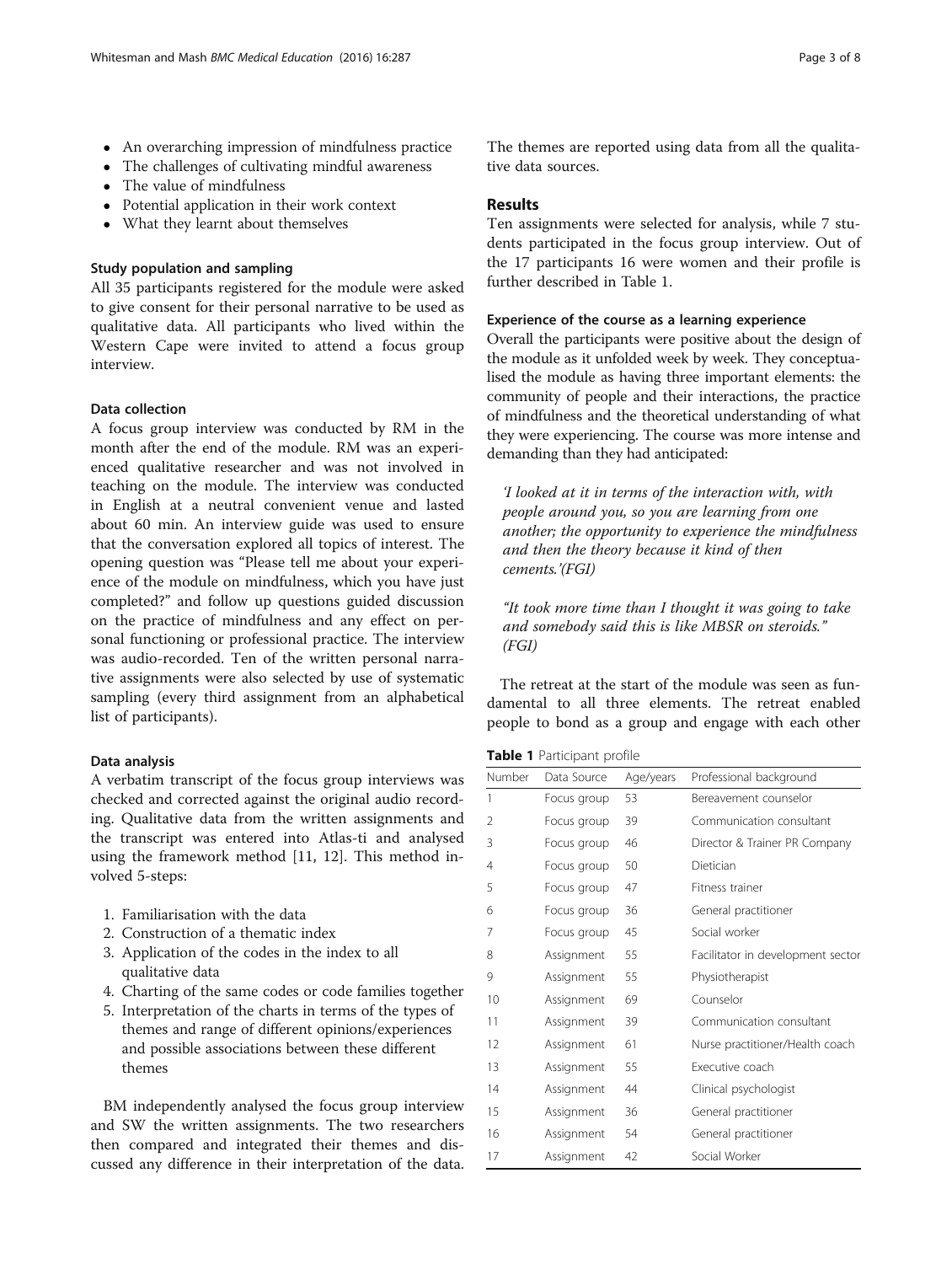- An overarching impression of mindfulness practice
- The challenges of cultivating mindful awareness
- The value of mindfulness
- Potential application in their work context
- What they learnt about themselves

### Study population and sampling

All 35 participants registered for the module were asked to give consent for their personal narrative to be used as qualitative data. All participants who lived within the Western Cape were invited to attend a focus group interview.

### Data collection

A focus group interview was conducted by RM in the month after the end of the module. RM was an experienced qualitative researcher and was not involved in teaching on the module. The interview was conducted in English at a neutral convenient venue and lasted about 60 min. An interview guide was used to ensure that the conversation explored all topics of interest. The opening question was "Please tell me about your experience of the module on mindfulness, which you have just completed?" and follow up questions guided discussion on the practice of mindfulness and any effect on personal functioning or professional practice. The interview was audio-recorded. Ten of the written personal narrative assignments were also selected by use of systematic sampling (every third assignment from an alphabetical list of participants).

### Data analysis

A verbatim transcript of the focus group interviews was checked and corrected against the original audio recording. Qualitative data from the written assignments and the transcript was entered into Atlas-ti and analysed using the framework method [11, 12]. This method involved 5-steps:

1. Familiarisation with the data
2. Construction of a thematic index
3. Application of the codes in the index to all qualitative data
4. Charting of the same codes or code families together
5. Interpretation of the charts in terms of the types of themes and range of different opinions/experiences and possible associations between these different themes

BM independently analysed the focus group interview and SW the written assignments. The two researchers then compared and integrated their themes and discussed any difference in their interpretation of the data. The themes are reported using data from all the qualitative data sources.

## Results

Ten assignments were selected for analysis, while 7 students participated in the focus group interview. Out of the 17 participants 16 were women and their profile is further described in Table 1.

### Experience of the course as a learning experience

Overall the participants were positive about the design of the module as it unfolded week by week. They conceptualised the module as having three important elements: the community of people and their interactions, the practice of mindfulness and the theoretical understanding of what they were experiencing. The course was more intense and demanding than they had anticipated:

> *'I looked at it in terms of the interaction with, with people around you, so you are learning from one another; the opportunity to experience the mindfulness and then the theory because it kind of then cements.'(FGI)*

> *"It took more time than I thought it was going to take and somebody said this is like MBSR on steroids." (FGI)*

The retreat at the start of the module was seen as fundamental to all three elements. The retreat enabled people to bond as a group and engage with each other

**Table 1** Participant profile

| Number | Data Source | Age/years | Professional background |
|---|---|---|---|
| 1 | Focus group | 53 | Bereavement counselor |
| 2 | Focus group | 39 | Communication consultant |
| 3 | Focus group | 46 | Director & Trainer PR Company |
| 4 | Focus group | 50 | Dietician |
| 5 | Focus group | 47 | Fitness trainer |
| 6 | Focus group | 36 | General practitioner |
| 7 | Focus group | 45 | Social worker |
| 8 | Assignment | 55 | Facilitator in development sector |
| 9 | Assignment | 55 | Physiotherapist |
| 10 | Assignment | 69 | Counselor |
| 11 | Assignment | 39 | Communication consultant |
| 12 | Assignment | 61 | Nurse practitioner/Health coach |
| 13 | Assignment | 55 | Executive coach |
| 14 | Assignment | 44 | Clinical psychologist |
| 15 | Assignment | 36 | General practitioner |
| 16 | Assignment | 54 | General practitioner |
| 17 | Assignment | 42 | Social Worker |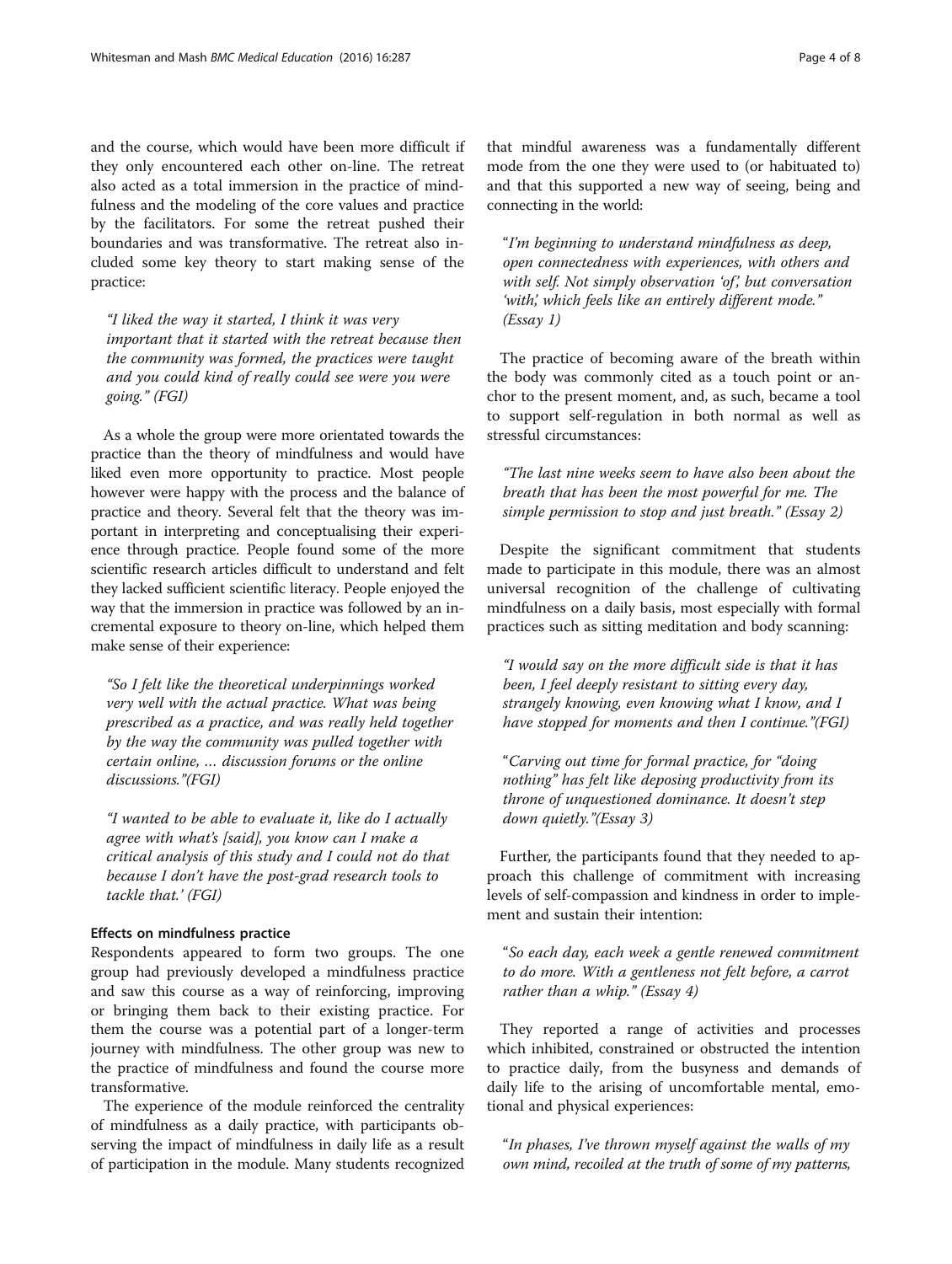and the course, which would have been more difficult if they only encountered each other on-line. The retreat also acted as a total immersion in the practice of mindfulness and the modeling of the core values and practice by the facilitators. For some the retreat pushed their boundaries and was transformative. The retreat also included some key theory to start making sense of the practice:

> *"I liked the way it started, I think it was very important that it started with the retreat because then the community was formed, the practices were taught and you could kind of really could see were you were going." (FGI)*

As a whole the group were more orientated towards the practice than the theory of mindfulness and would have liked even more opportunity to practice. Most people however were happy with the process and the balance of practice and theory. Several felt that the theory was important in interpreting and conceptualising their experience through practice. People found some of the more scientific research articles difficult to understand and felt they lacked sufficient scientific literacy. People enjoyed the way that the immersion in practice was followed by an incremental exposure to theory on-line, which helped them make sense of their experience:

> *"So I felt like the theoretical underpinnings worked very well with the actual practice. What was being prescribed as a practice, and was really held together by the way the community was pulled together with certain online, … discussion forums or the online discussions."(FGI)*

> *"I wanted to be able to evaluate it, like do I actually agree with what's [said], you know can I make a critical analysis of this study and I could not do that because I don't have the post-grad research tools to tackle that.' (FGI)*

#### Effects on mindfulness practice

Respondents appeared to form two groups. The one group had previously developed a mindfulness practice and saw this course as a way of reinforcing, improving or bringing them back to their existing practice. For them the course was a potential part of a longer-term journey with mindfulness. The other group was new to the practice of mindfulness and found the course more transformative.

The experience of the module reinforced the centrality of mindfulness as a daily practice, with participants observing the impact of mindfulness in daily life as a result of participation in the module. Many students recognized that mindful awareness was a fundamentally different mode from the one they were used to (or habituated to) and that this supported a new way of seeing, being and connecting in the world:

> *"I'm beginning to understand mindfulness as deep, open connectedness with experiences, with others and with self. Not simply observation 'of', but conversation 'with', which feels like an entirely different mode." (Essay 1)*

The practice of becoming aware of the breath within the body was commonly cited as a touch point or anchor to the present moment, and, as such, became a tool to support self-regulation in both normal as well as stressful circumstances:

> *"The last nine weeks seem to have also been about the breath that has been the most powerful for me. The simple permission to stop and just breath." (Essay 2)*

Despite the significant commitment that students made to participate in this module, there was an almost universal recognition of the challenge of cultivating mindfulness on a daily basis, most especially with formal practices such as sitting meditation and body scanning:

> *"I would say on the more difficult side is that it has been, I feel deeply resistant to sitting every day, strangely knowing, even knowing what I know, and I have stopped for moments and then I continue."(FGI)*

> *"Carving out time for formal practice, for "doing nothing" has felt like deposing productivity from its throne of unquestioned dominance. It doesn't step down quietly."(Essay 3)*

Further, the participants found that they needed to approach this challenge of commitment with increasing levels of self-compassion and kindness in order to implement and sustain their intention:

> *"So each day, each week a gentle renewed commitment to do more. With a gentleness not felt before, a carrot rather than a whip." (Essay 4)*

They reported a range of activities and processes which inhibited, constrained or obstructed the intention to practice daily, from the busyness and demands of daily life to the arising of uncomfortable mental, emotional and physical experiences:

> *"In phases, I've thrown myself against the walls of my own mind, recoiled at the truth of some of my patterns,*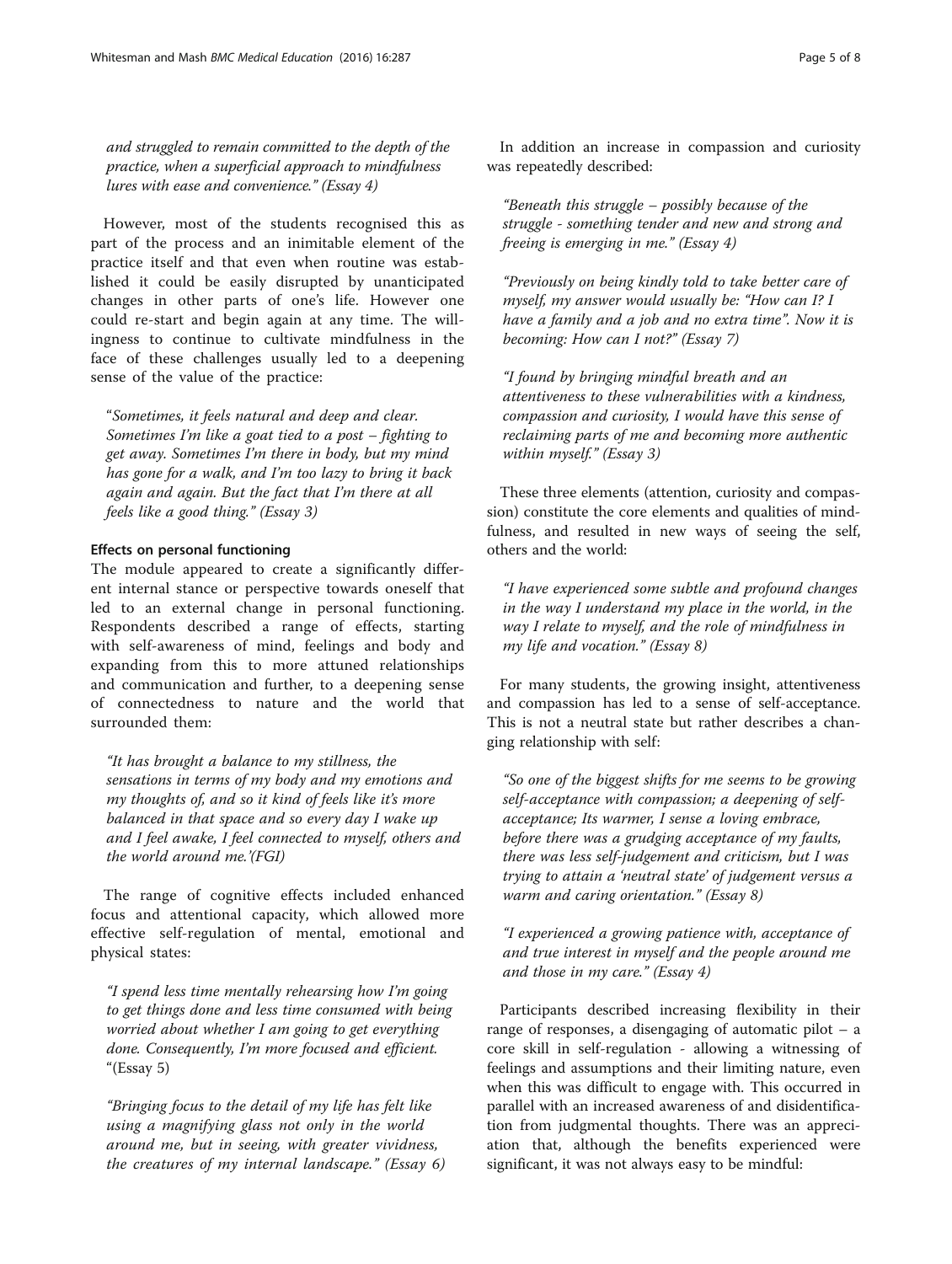*and struggled to remain committed to the depth of the practice, when a superficial approach to mindfulness lures with ease and convenience." (Essay 4)*

However, most of the students recognised this as part of the process and an inimitable element of the practice itself and that even when routine was established it could be easily disrupted by unanticipated changes in other parts of one's life. However one could re-start and begin again at any time. The willingness to continue to cultivate mindfulness in the face of these challenges usually led to a deepening sense of the value of the practice:

> *"Sometimes, it feels natural and deep and clear. Sometimes I'm like a goat tied to a post – fighting to get away. Sometimes I'm there in body, but my mind has gone for a walk, and I'm too lazy to bring it back again and again. But the fact that I'm there at all feels like a good thing." (Essay 3)*

#### Effects on personal functioning

The module appeared to create a significantly different internal stance or perspective towards oneself that led to an external change in personal functioning. Respondents described a range of effects, starting with self-awareness of mind, feelings and body and expanding from this to more attuned relationships and communication and further, to a deepening sense of connectedness to nature and the world that surrounded them:

> *"It has brought a balance to my stillness, the sensations in terms of my body and my emotions and my thoughts of, and so it kind of feels like it's more balanced in that space and so every day I wake up and I feel awake, I feel connected to myself, others and the world around me.'(FGI)*

The range of cognitive effects included enhanced focus and attentional capacity, which allowed more effective self-regulation of mental, emotional and physical states:

> *"I spend less time mentally rehearsing how I'm going to get things done and less time consumed with being worried about whether I am going to get everything done. Consequently, I'm more focused and efficient. "(Essay 5)*

> *"Bringing focus to the detail of my life has felt like using a magnifying glass not only in the world around me, but in seeing, with greater vividness, the creatures of my internal landscape." (Essay 6)*

In addition an increase in compassion and curiosity was repeatedly described:

> *"Beneath this struggle – possibly because of the struggle - something tender and new and strong and freeing is emerging in me." (Essay 4)*

> *"Previously on being kindly told to take better care of myself, my answer would usually be: "How can I? I have a family and a job and no extra time". Now it is becoming: How can I not?" (Essay 7)*

> *"I found by bringing mindful breath and an attentiveness to these vulnerabilities with a kindness, compassion and curiosity, I would have this sense of reclaiming parts of me and becoming more authentic within myself." (Essay 3)*

These three elements (attention, curiosity and compassion) constitute the core elements and qualities of mindfulness, and resulted in new ways of seeing the self, others and the world:

> *"I have experienced some subtle and profound changes in the way I understand my place in the world, in the way I relate to myself, and the role of mindfulness in my life and vocation." (Essay 8)*

For many students, the growing insight, attentiveness and compassion has led to a sense of self-acceptance. This is not a neutral state but rather describes a changing relationship with self:

> *"So one of the biggest shifts for me seems to be growing self-acceptance with compassion; a deepening of self-acceptance; Its warmer, I sense a loving embrace, before there was a grudging acceptance of my faults, there was less self-judgement and criticism, but I was trying to attain a 'neutral state' of judgement versus a warm and caring orientation." (Essay 8)*

> *"I experienced a growing patience with, acceptance of and true interest in myself and the people around me and those in my care." (Essay 4)*

Participants described increasing flexibility in their range of responses, a disengaging of automatic pilot – a core skill in self-regulation - allowing a witnessing of feelings and assumptions and their limiting nature, even when this was difficult to engage with. This occurred in parallel with an increased awareness of and disidentification from judgmental thoughts. There was an appreciation that, although the benefits experienced were significant, it was not always easy to be mindful: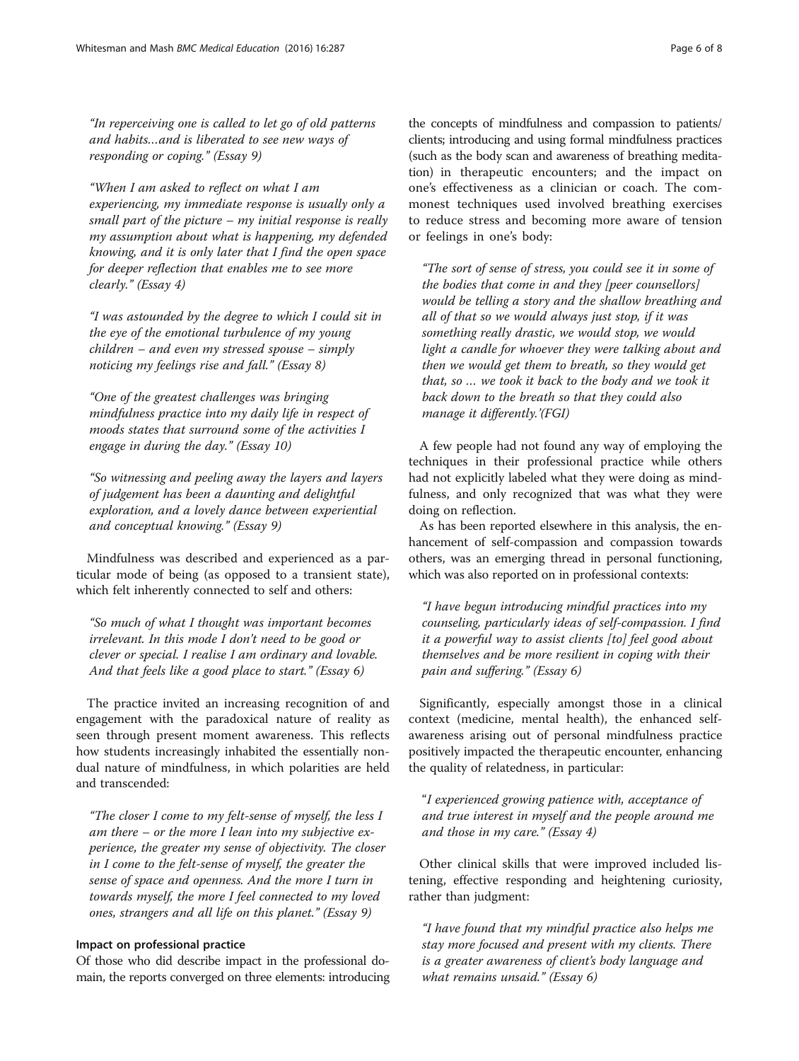"In reperceiving one is called to let go of old patterns and habits…and is liberated to see new ways of responding or coping." (Essay 9)

"When I am asked to reflect on what I am experiencing, my immediate response is usually only a small part of the picture – my initial response is really my assumption about what is happening, my defended knowing, and it is only later that I find the open space for deeper reflection that enables me to see more clearly." (Essay 4)

"I was astounded by the degree to which I could sit in the eye of the emotional turbulence of my young children – and even my stressed spouse – simply noticing my feelings rise and fall." (Essay 8)

"One of the greatest challenges was bringing mindfulness practice into my daily life in respect of moods states that surround some of the activities I engage in during the day." (Essay 10)

"So witnessing and peeling away the layers and layers of judgement has been a daunting and delightful exploration, and a lovely dance between experiential and conceptual knowing." (Essay 9)

Mindfulness was described and experienced as a particular mode of being (as opposed to a transient state), which felt inherently connected to self and others:

"So much of what I thought was important becomes irrelevant. In this mode I don't need to be good or clever or special. I realise I am ordinary and lovable. And that feels like a good place to start." (Essay 6)

The practice invited an increasing recognition of and engagement with the paradoxical nature of reality as seen through present moment awareness. This reflects how students increasingly inhabited the essentially non-dual nature of mindfulness, in which polarities are held and transcended:

"The closer I come to my felt-sense of myself, the less I am there – or the more I lean into my subjective experience, the greater my sense of objectivity. The closer in I come to the felt-sense of myself, the greater the sense of space and openness. And the more I turn in towards myself, the more I feel connected to my loved ones, strangers and all life on this planet." (Essay 9)

#### Impact on professional practice

Of those who did describe impact in the professional domain, the reports converged on three elements: introducing the concepts of mindfulness and compassion to patients/clients; introducing and using formal mindfulness practices (such as the body scan and awareness of breathing meditation) in therapeutic encounters; and the impact on one's effectiveness as a clinician or coach. The commonest techniques used involved breathing exercises to reduce stress and becoming more aware of tension or feelings in one's body:

"The sort of sense of stress, you could see it in some of the bodies that come in and they [peer counsellors] would be telling a story and the shallow breathing and all of that so we would always just stop, if it was something really drastic, we would stop, we would light a candle for whoever they were talking about and then we would get them to breath, so they would get that, so … we took it back to the body and we took it back down to the breath so that they could also manage it differently.'(FGI)

A few people had not found any way of employing the techniques in their professional practice while others had not explicitly labeled what they were doing as mindfulness, and only recognized that was what they were doing on reflection.

As has been reported elsewhere in this analysis, the enhancement of self-compassion and compassion towards others, was an emerging thread in personal functioning, which was also reported on in professional contexts:

"I have begun introducing mindful practices into my counseling, particularly ideas of self-compassion. I find it a powerful way to assist clients [to] feel good about themselves and be more resilient in coping with their pain and suffering." (Essay 6)

Significantly, especially amongst those in a clinical context (medicine, mental health), the enhanced self-awareness arising out of personal mindfulness practice positively impacted the therapeutic encounter, enhancing the quality of relatedness, in particular:

"I experienced growing patience with, acceptance of and true interest in myself and the people around me and those in my care." (Essay 4)

Other clinical skills that were improved included listening, effective responding and heightening curiosity, rather than judgment:

"I have found that my mindful practice also helps me stay more focused and present with my clients. There is a greater awareness of client's body language and what remains unsaid." (Essay 6)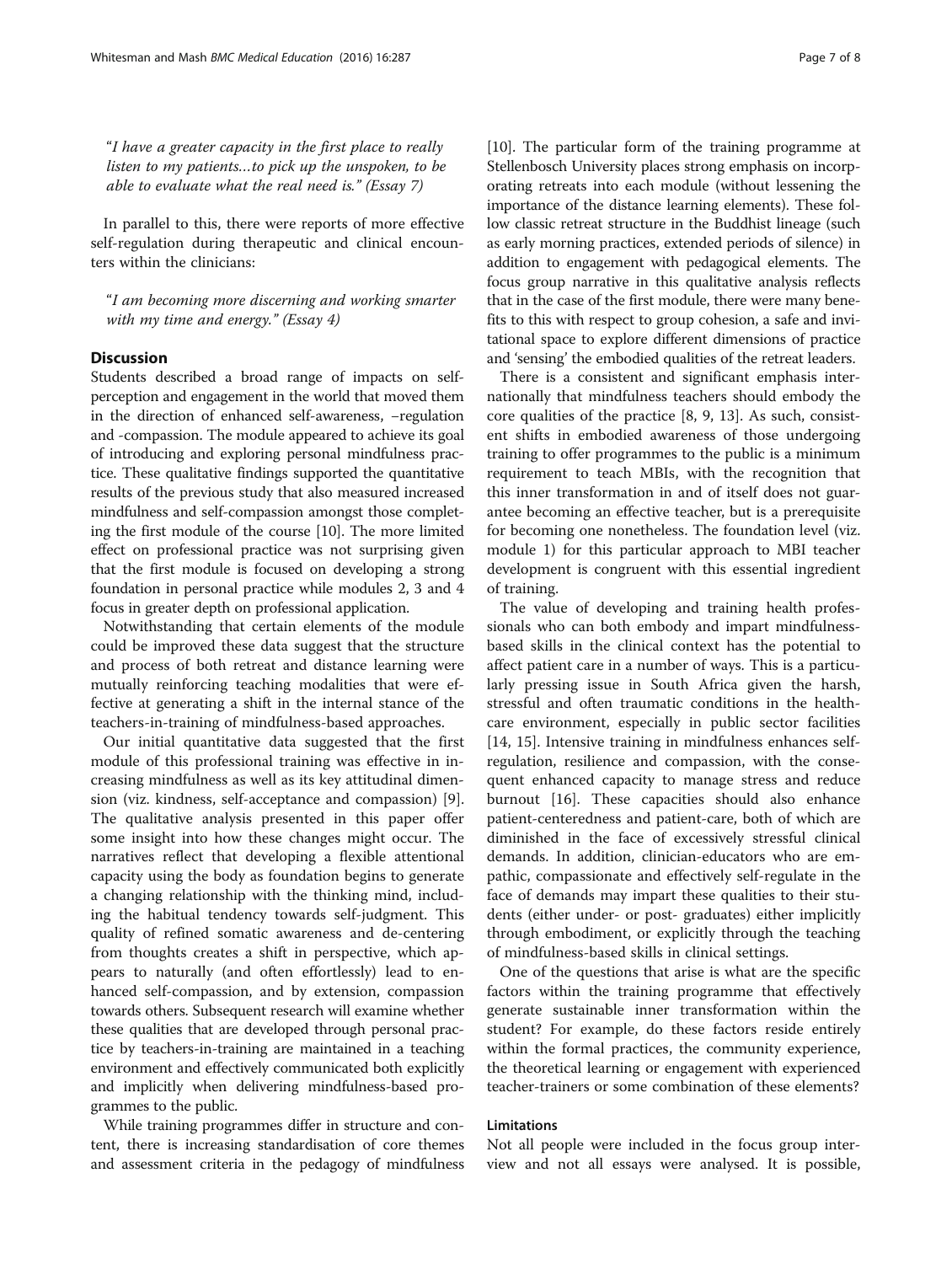"*I have a greater capacity in the first place to really listen to my patients…to pick up the unspoken, to be able to evaluate what the real need is.*" (Essay 7)

In parallel to this, there were reports of more effective self-regulation during therapeutic and clinical encounters within the clinicians:

"*I am becoming more discerning and working smarter with my time and energy.*" (Essay 4)

## Discussion

Students described a broad range of impacts on self-perception and engagement in the world that moved them in the direction of enhanced self-awareness, −regulation and -compassion. The module appeared to achieve its goal of introducing and exploring personal mindfulness practice. These qualitative findings supported the quantitative results of the previous study that also measured increased mindfulness and self-compassion amongst those completing the first module of the course [10]. The more limited effect on professional practice was not surprising given that the first module is focused on developing a strong foundation in personal practice while modules 2, 3 and 4 focus in greater depth on professional application.

Notwithstanding that certain elements of the module could be improved these data suggest that the structure and process of both retreat and distance learning were mutually reinforcing teaching modalities that were effective at generating a shift in the internal stance of the teachers-in-training of mindfulness-based approaches.

Our initial quantitative data suggested that the first module of this professional training was effective in increasing mindfulness as well as its key attitudinal dimension (viz. kindness, self-acceptance and compassion) [9]. The qualitative analysis presented in this paper offer some insight into how these changes might occur. The narratives reflect that developing a flexible attentional capacity using the body as foundation begins to generate a changing relationship with the thinking mind, including the habitual tendency towards self-judgment. This quality of refined somatic awareness and de-centering from thoughts creates a shift in perspective, which appears to naturally (and often effortlessly) lead to enhanced self-compassion, and by extension, compassion towards others. Subsequent research will examine whether these qualities that are developed through personal practice by teachers-in-training are maintained in a teaching environment and effectively communicated both explicitly and implicitly when delivering mindfulness-based programmes to the public.

While training programmes differ in structure and content, there is increasing standardisation of core themes and assessment criteria in the pedagogy of mindfulness [10]. The particular form of the training programme at Stellenbosch University places strong emphasis on incorporating retreats into each module (without lessening the importance of the distance learning elements). These follow classic retreat structure in the Buddhist lineage (such as early morning practices, extended periods of silence) in addition to engagement with pedagogical elements. The focus group narrative in this qualitative analysis reflects that in the case of the first module, there were many benefits to this with respect to group cohesion, a safe and invitational space to explore different dimensions of practice and 'sensing' the embodied qualities of the retreat leaders.

There is a consistent and significant emphasis internationally that mindfulness teachers should embody the core qualities of the practice [8, 9, 13]. As such, consistent shifts in embodied awareness of those undergoing training to offer programmes to the public is a minimum requirement to teach MBIs, with the recognition that this inner transformation in and of itself does not guarantee becoming an effective teacher, but is a prerequisite for becoming one nonetheless. The foundation level (viz. module 1) for this particular approach to MBI teacher development is congruent with this essential ingredient of training.

The value of developing and training health professionals who can both embody and impart mindfulness-based skills in the clinical context has the potential to affect patient care in a number of ways. This is a particularly pressing issue in South Africa given the harsh, stressful and often traumatic conditions in the health-care environment, especially in public sector facilities [14, 15]. Intensive training in mindfulness enhances self-regulation, resilience and compassion, with the consequent enhanced capacity to manage stress and reduce burnout [16]. These capacities should also enhance patient-centeredness and patient-care, both of which are diminished in the face of excessively stressful clinical demands. In addition, clinician-educators who are empathic, compassionate and effectively self-regulate in the face of demands may impart these qualities to their students (either under- or post- graduates) either implicitly through embodiment, or explicitly through the teaching of mindfulness-based skills in clinical settings.

One of the questions that arise is what are the specific factors within the training programme that effectively generate sustainable inner transformation within the student? For example, do these factors reside entirely within the formal practices, the community experience, the theoretical learning or engagement with experienced teacher-trainers or some combination of these elements?

### Limitations

Not all people were included in the focus group interview and not all essays were analysed. It is possible,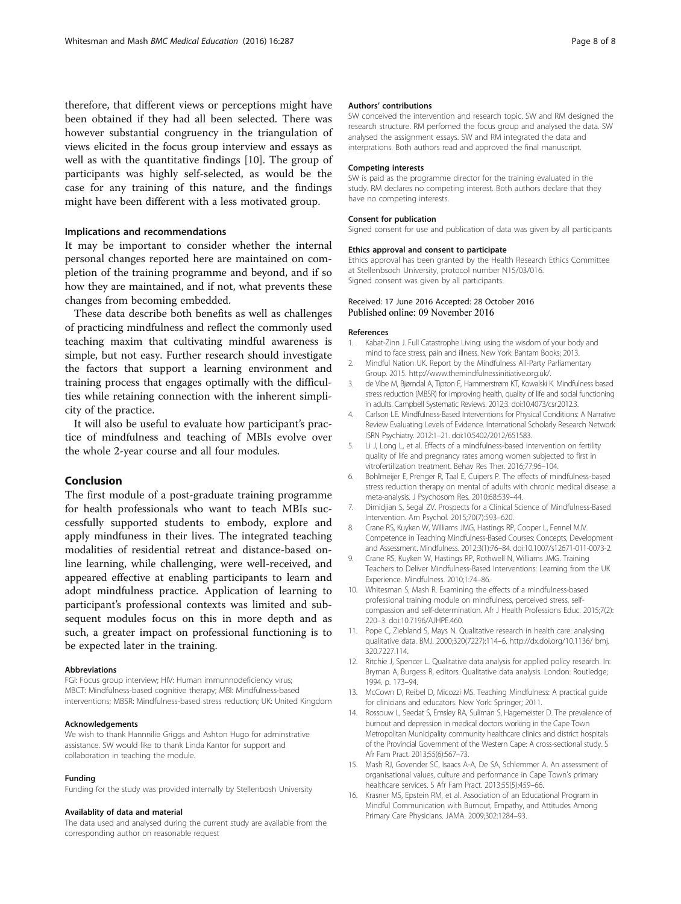therefore, that different views or perceptions might have been obtained if they had all been selected. There was however substantial congruency in the triangulation of views elicited in the focus group interview and essays as well as with the quantitative findings [10]. The group of participants was highly self-selected, as would be the case for any training of this nature, and the findings might have been different with a less motivated group.

### Implications and recommendations

It may be important to consider whether the internal personal changes reported here are maintained on completion of the training programme and beyond, and if so how they are maintained, and if not, what prevents these changes from becoming embedded.

These data describe both benefits as well as challenges of practicing mindfulness and reflect the commonly used teaching maxim that cultivating mindful awareness is simple, but not easy. Further research should investigate the factors that support a learning environment and training process that engages optimally with the difficulties while retaining connection with the inherent simplicity of the practice.

It will also be useful to evaluate how participant's practice of mindfulness and teaching of MBIs evolve over the whole 2-year course and all four modules.

## Conclusion

The first module of a post-graduate training programme for health professionals who want to teach MBIs successfully supported students to embody, explore and apply mindfuness in their lives. The integrated teaching modalities of residential retreat and distance-based online learning, while challenging, were well-received, and appeared effective at enabling participants to learn and adopt mindfulness practice. Application of learning to participant's professional contexts was limited and subsequent modules focus on this in more depth and as such, a greater impact on professional functioning is to be expected later in the training.

#### Abbreviations

FGI: Focus group interview; HIV: Human immunnodeficiency virus; MBCT: Mindfulness-based cognitive therapy; MBI: Mindfulness-based interventions; MBSR: Mindfulness-based stress reduction; UK: United Kingdom

#### Acknowledgements

We wish to thank Hannnilie Griggs and Ashton Hugo for adminstrative assistance. SW would like to thank Linda Kantor for support and collaboration in teaching the module.

#### Funding

Funding for the study was provided internally by Stellenbosh University

#### Availablity of data and material

The data used and analysed during the current study are available from the corresponding author on reasonable request

#### Authors' contributions

SW conceived the intervention and research topic. SW and RM designed the research structure. RM perfomed the focus group and analysed the data. SW analysed the assignment essays. SW and RM integrated the data and interprations. Both authors read and approved the final manuscript.

#### Competing interests

SW is paid as the programme director for the training evaluated in the study. RM declares no competing interest. Both authors declare that they have no competing interests.

#### Consent for publication

Signed consent for use and publication of data was given by all participants

#### Ethics approval and consent to participate

Ethics approval has been granted by the Health Research Ethics Committee at Stellenbsoch University, protocol number N15/03/016.
Signed consent was given by all participants.

Received: 17 June 2016 Accepted: 28 October 2016
Published online: 09 November 2016

#### References

1. Kabat-Zinn J. Full Catastrophe Living: using the wisdom of your body and mind to face stress, pain and illness. New York: Bantam Books; 2013.
2. Mindful Nation UK. Report by the Mindfulness All-Party Parliamentary Group. 2015. http://www.themindfulnessinitiative.org.uk/.
3. de Vibe M, Bjørndal A, Tipton E, Hammerstrøm KT, Kowalski K. Mindfulness based stress reduction (MBSR) for improving health, quality of life and social functioning in adults. Campbell Systematic Reviews. 2012;3. doi:10.4073/csr.2012.3.
4. Carlson LE. Mindfulness-Based Interventions for Physical Conditions: A Narrative Review Evaluating Levels of Evidence. International Scholarly Research Network ISRN Psychiatry. 2012:1–21. doi:10.5402/2012/651583.
5. Li J, Long L, et al. Effects of a mindfulness-based intervention on fertility quality of life and pregnancy rates among women subjected to first in vitrofertilization treatment. Behav Res Ther. 2016;77:96–104.
6. Bohlmeijer E, Prenger R, Taal E, Cuipers P. The effects of mindfulness-based stress reduction therapy on mental of adults with chronic medical disease: a meta-analysis. J Psychosom Res. 2010;68:539–44.
7. Dimidjian S, Segal ZV. Prospects for a Clinical Science of Mindfulness-Based Intervention. Am Psychol. 2015;70(7):593–620.
8. Crane RS, Kuyken W, Williams JMG, Hastings RP, Cooper L, Fennel MJV. Competence in Teaching Mindfulness-Based Courses: Concepts, Development and Assessment. Mindfulness. 2012;3(1):76–84. doi:10.1007/s12671-011-0073-2.
9. Crane RS, Kuyken W, Hastings RP, Rothwell N, Williams JMG. Training Teachers to Deliver Mindfulness-Based Interventions: Learning from the UK Experience. Mindfulness. 2010;1:74–86.
10. Whitesman S, Mash R. Examining the effects of a mindfulness-based professional training module on mindfulness, perceived stress, self-compassion and self-determination. Afr J Health Professions Educ. 2015;7(2): 220–3. doi:10.7196/AJHPE.460.
11. Pope C, Ziebland S, Mays N. Qualitative research in health care: analysing qualitative data. BMJ. 2000;320(7227):114–6. http://dx.doi.org/10.1136/ bmj. 320.7227.114.
12. Ritchie J, Spencer L. Qualitative data analysis for applied policy research. In: Bryman A, Burgess R, editors. Qualitative data analysis. London: Routledge; 1994. p. 173–94.
13. McCown D, Reibel D, Micozzi MS. Teaching Mindfulness: A practical guide for clinicians and educators. New York: Springer; 2011.
14. Rossouw L, Seedat S, Emsley RA, Suliman S, Hagemeister D. The prevalence of burnout and depression in medical doctors working in the Cape Town Metropolitan Municipality community healthcare clinics and district hospitals of the Provincial Government of the Western Cape: A cross-sectional study. S Afr Fam Pract. 2013;55(6):567–73.
15. Mash RJ, Govender SC, Isaacs A-A, De SA, Schlemmer A. An assessment of organisational values, culture and performance in Cape Town's primary healthcare services. S Afr Fam Pract. 2013;55(5):459–66.
16. Krasner MS, Epstein RM, et al. Association of an Educational Program in Mindful Communication with Burnout, Empathy, and Attitudes Among Primary Care Physicians. JAMA. 2009;302:1284–93.